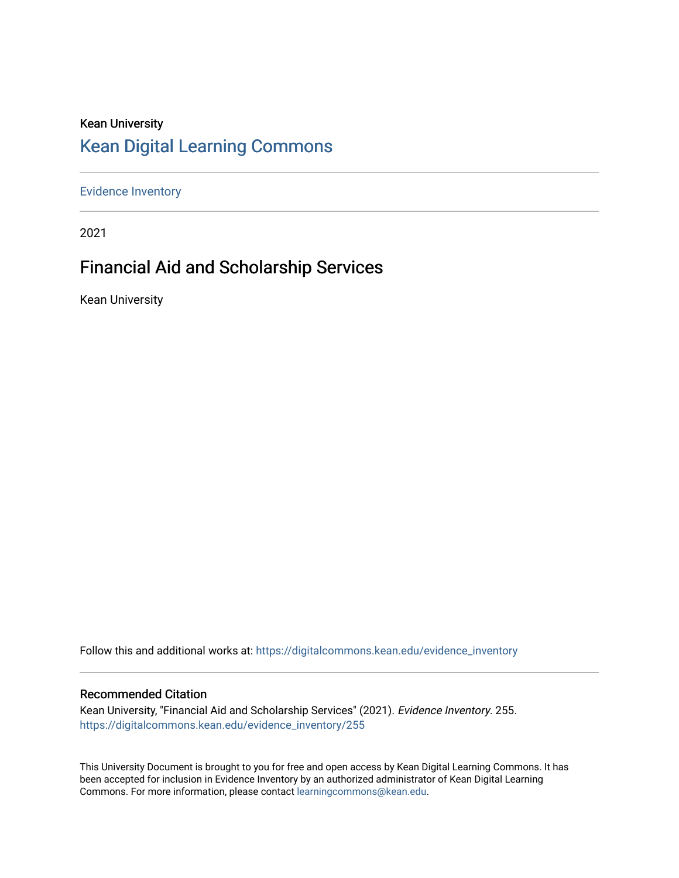Kean University

# Kean Digital Learning Commons

Evidence Inventory

2021

## Financial Aid and Scholarship Services

Kean University

Follow this and additional works at: https://digitalcommons.kean.edu/evidence_inventory

### Recommended Citation

Kean University, "Financial Aid and Scholarship Services" (2021). *Evidence Inventory*. 255.
https://digitalcommons.kean.edu/evidence_inventory/255

This University Document is brought to you for free and open access by Kean Digital Learning Commons. It has been accepted for inclusion in Evidence Inventory by an authorized administrator of Kean Digital Learning Commons. For more information, please contact learningcommons@kean.edu.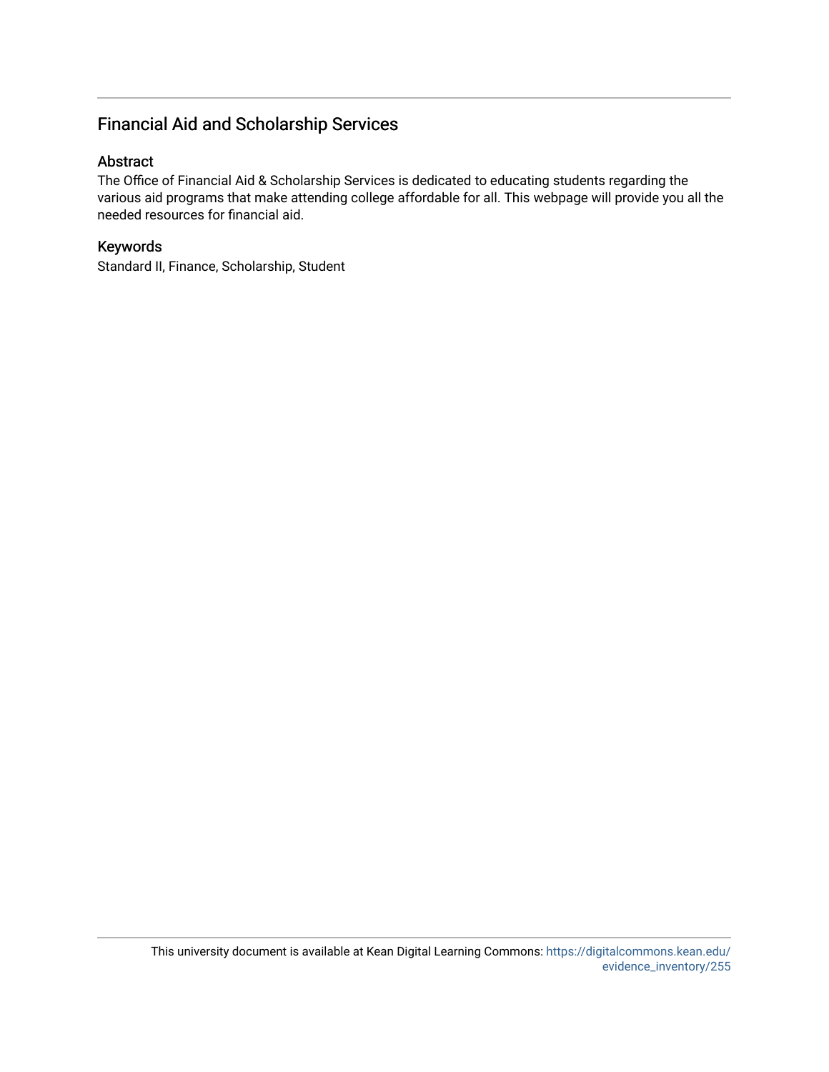## Financial Aid and Scholarship Services

### Abstract

The Office of Financial Aid & Scholarship Services is dedicated to educating students regarding the various aid programs that make attending college affordable for all. This webpage will provide you all the needed resources for financial aid.

### Keywords

Standard II, Finance, Scholarship, Student

This university document is available at Kean Digital Learning Commons: https://digitalcommons.kean.edu/evidence_inventory/255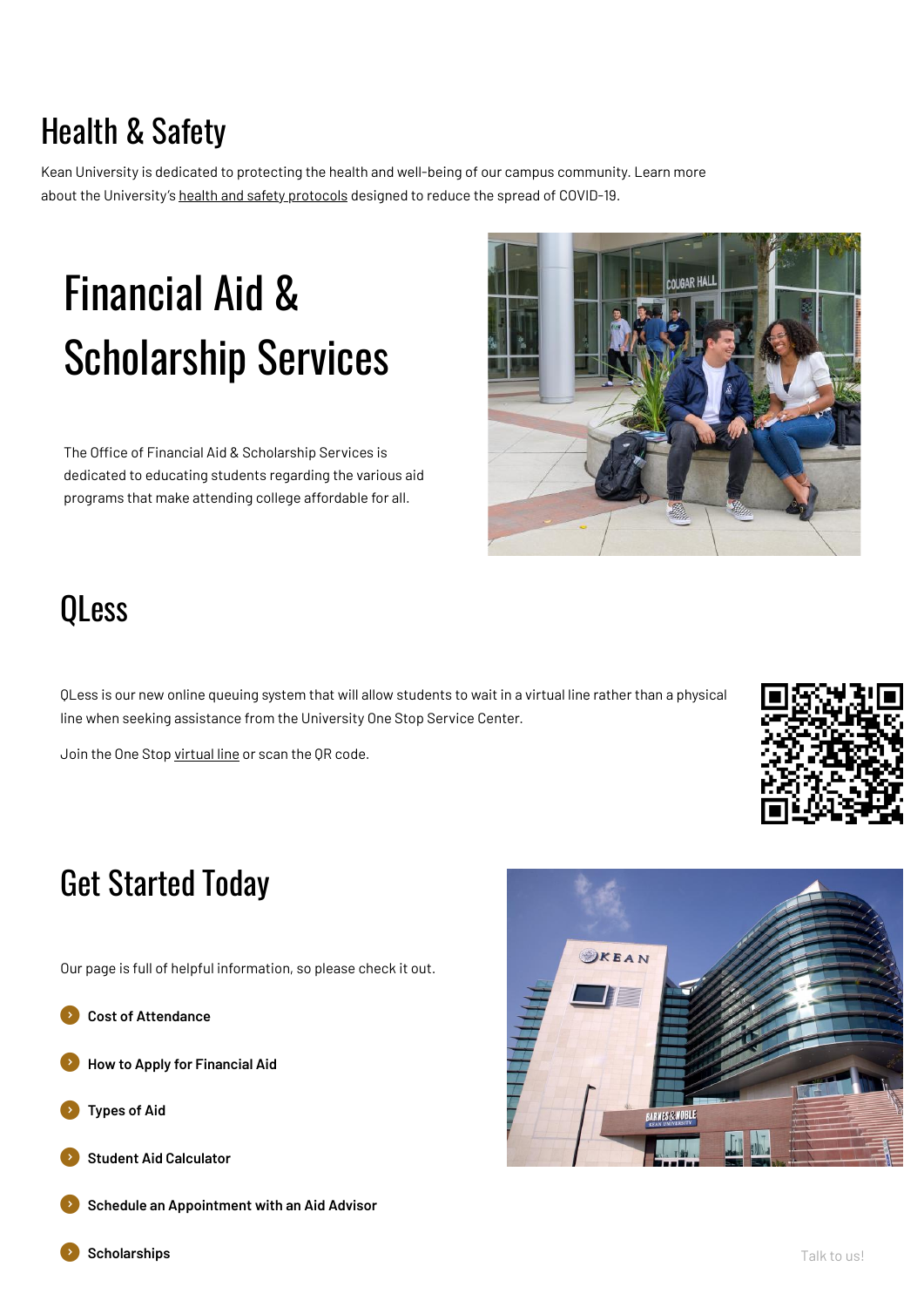## Health & Safety

Kean University is dedicated to protecting the health and well-being of our campus community. Learn more about the University's health and safety protocols designed to reduce the spread of COVID-19.

# Financial Aid & Scholarship Services

The Office of Financial Aid & Scholarship Services is dedicated to educating students regarding the various aid programs that make attending college affordable for all.

## QLess

QLess is our new online queuing system that will allow students to wait in a virtual line rather than a physical line when seeking assistance from the University One Stop Service Center.

Join the One Stop virtual line or scan the QR code.

## Get Started Today

Our page is full of helpful information, so please check it out.

- **Cost of Attendance**
- **How to Apply for Financial Aid**
- **Types of Aid**
- **Student Aid Calculator**
- **Schedule an Appointment with an Aid Advisor**
- **Scholarships**

Talk to us!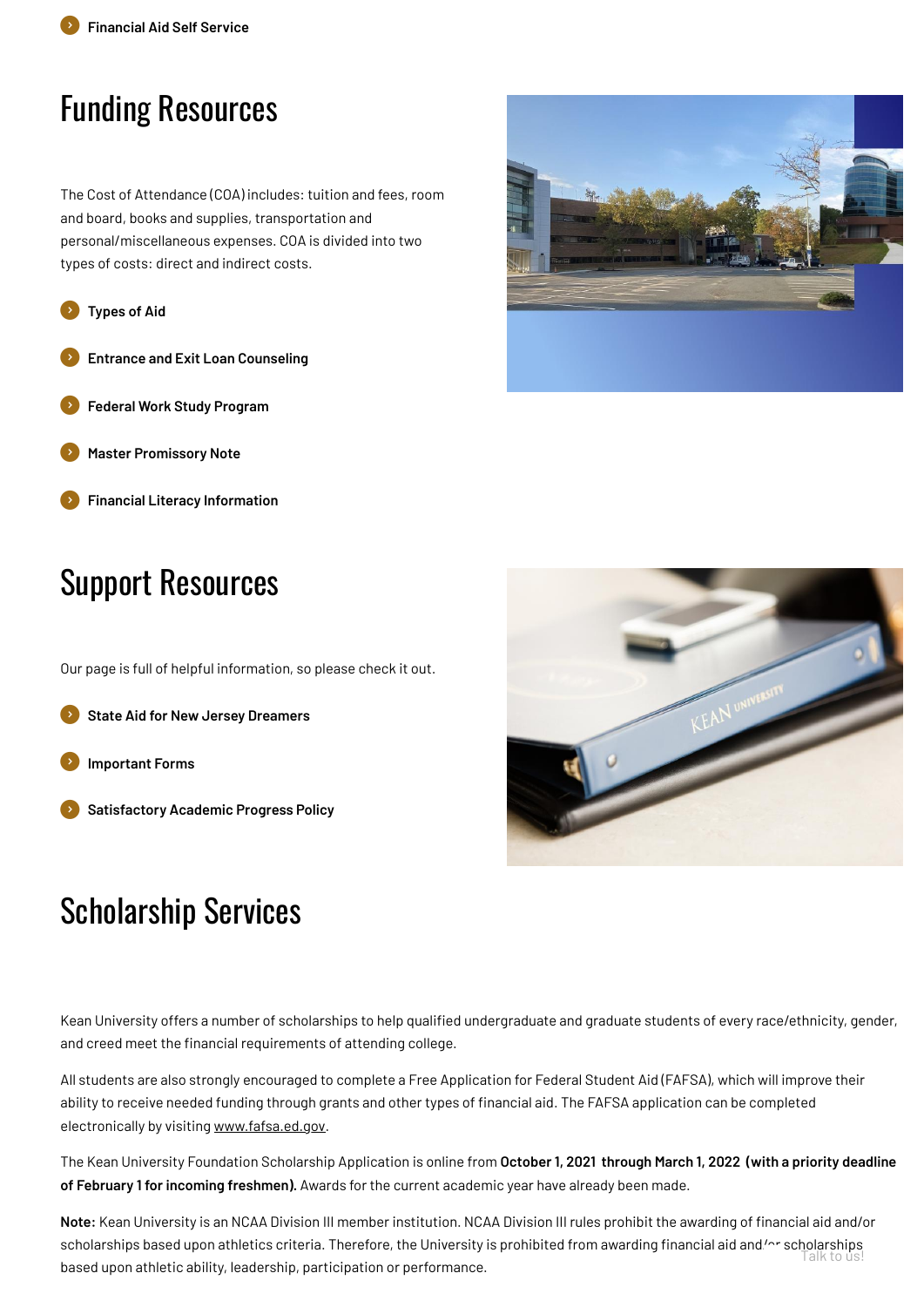- Financial Aid Self Service

## Funding Resources

The Cost of Attendance (COA) includes: tuition and fees, room and board, books and supplies, transportation and personal/miscellaneous expenses. COA is divided into two types of costs: direct and indirect costs.

- Types of Aid
- Entrance and Exit Loan Counseling
- Federal Work Study Program
- Master Promissory Note
- Financial Literacy Information

## Support Resources

Our page is full of helpful information, so please check it out.

- State Aid for New Jersey Dreamers
- Important Forms
- Satisfactory Academic Progress Policy

## Scholarship Services

Kean University offers a number of scholarships to help qualified undergraduate and graduate students of every race/ethnicity, gender, and creed meet the financial requirements of attending college.

All students are also strongly encouraged to complete a Free Application for Federal Student Aid (FAFSA), which will improve their ability to receive needed funding through grants and other types of financial aid. The FAFSA application can be completed electronically by visiting www.fafsa.ed.gov.

The Kean University Foundation Scholarship Application is online from **October 1, 2021 through March 1, 2022 (with a priority deadline of February 1 for incoming freshmen).** Awards for the current academic year have already been made.

**Note:** Kean University is an NCAA Division III member institution. NCAA Division III rules prohibit the awarding of financial aid and/or scholarships based upon athletics criteria. Therefore, the University is prohibited from awarding financial aid and/or scholarships based upon athletic ability, leadership, participation or performance.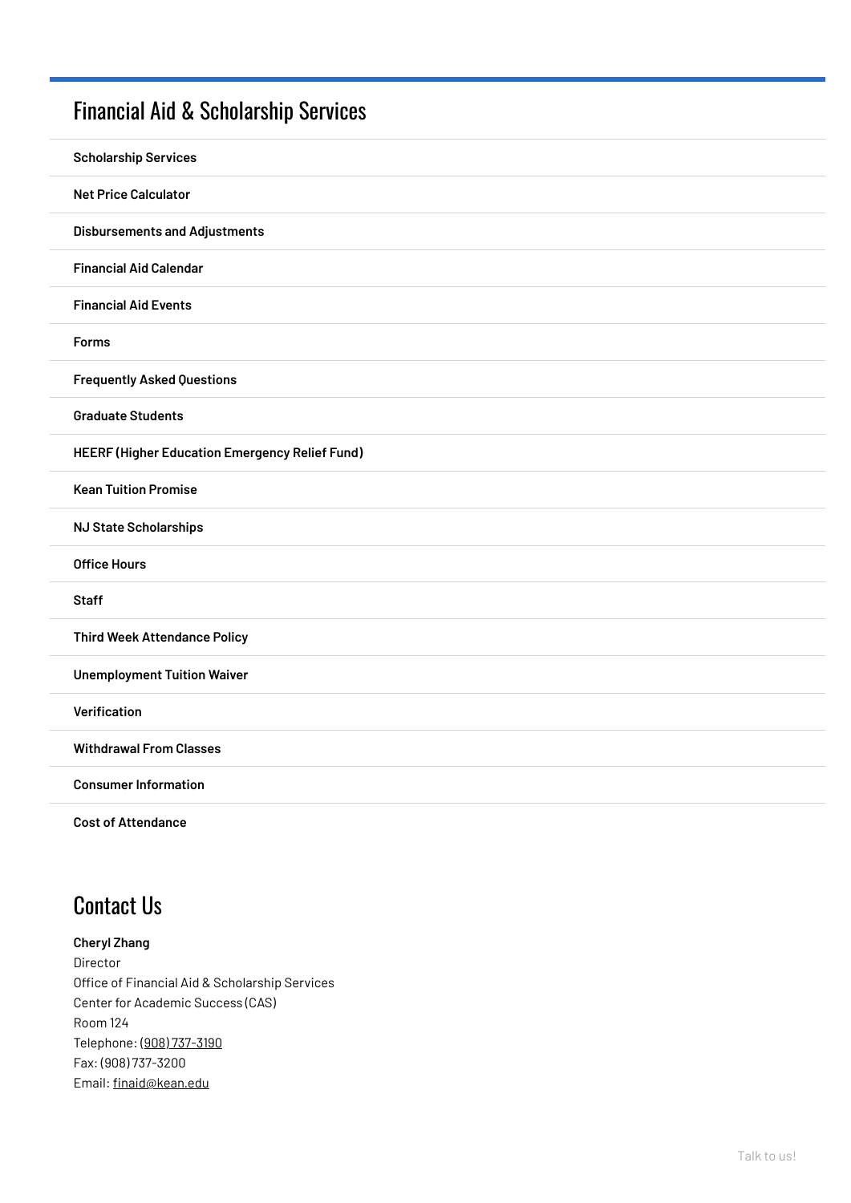## Financial Aid & Scholarship Services

- **Scholarship Services**
- **Net Price Calculator**
- **Disbursements and Adjustments**
- **Financial Aid Calendar**
- **Financial Aid Events**
- **Forms**
- **Frequently Asked Questions**
- **Graduate Students**
- **HEERF (Higher Education Emergency Relief Fund)**
- **Kean Tuition Promise**
- **NJ State Scholarships**
- **Office Hours**
- **Staff**
- **Third Week Attendance Policy**
- **Unemployment Tuition Waiver**
- **Verification**
- **Withdrawal From Classes**
- **Consumer Information**
- **Cost of Attendance**

## Contact Us

**Cheryl Zhang**
Director
Office of Financial Aid & Scholarship Services
Center for Academic Success (CAS)
Room 124
Telephone: (908) 737-3190
Fax: (908) 737-3200
Email: finaid@kean.edu

Talk to us!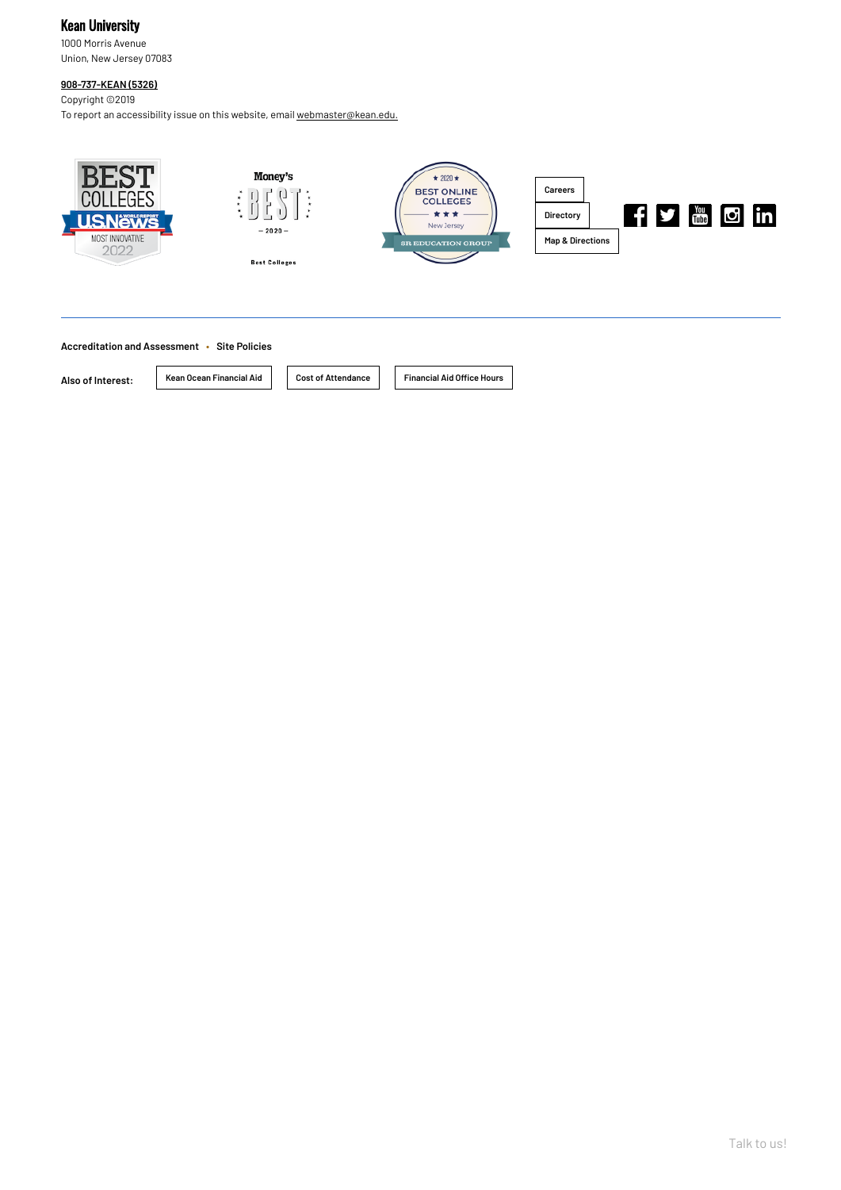**Kean University**

1000 Morris Avenue
Union, New Jersey 07083

908-737-KEAN (5326)

Copyright ©2019

To report an accessibility issue on this website, email webmaster@kean.edu.

Careers

Directory

Map & Directions

Accreditation and Assessment • Site Policies

Also of Interest: Kean Ocean Financial Aid | Cost of Attendance | Financial Aid Office Hours

Talk to us!